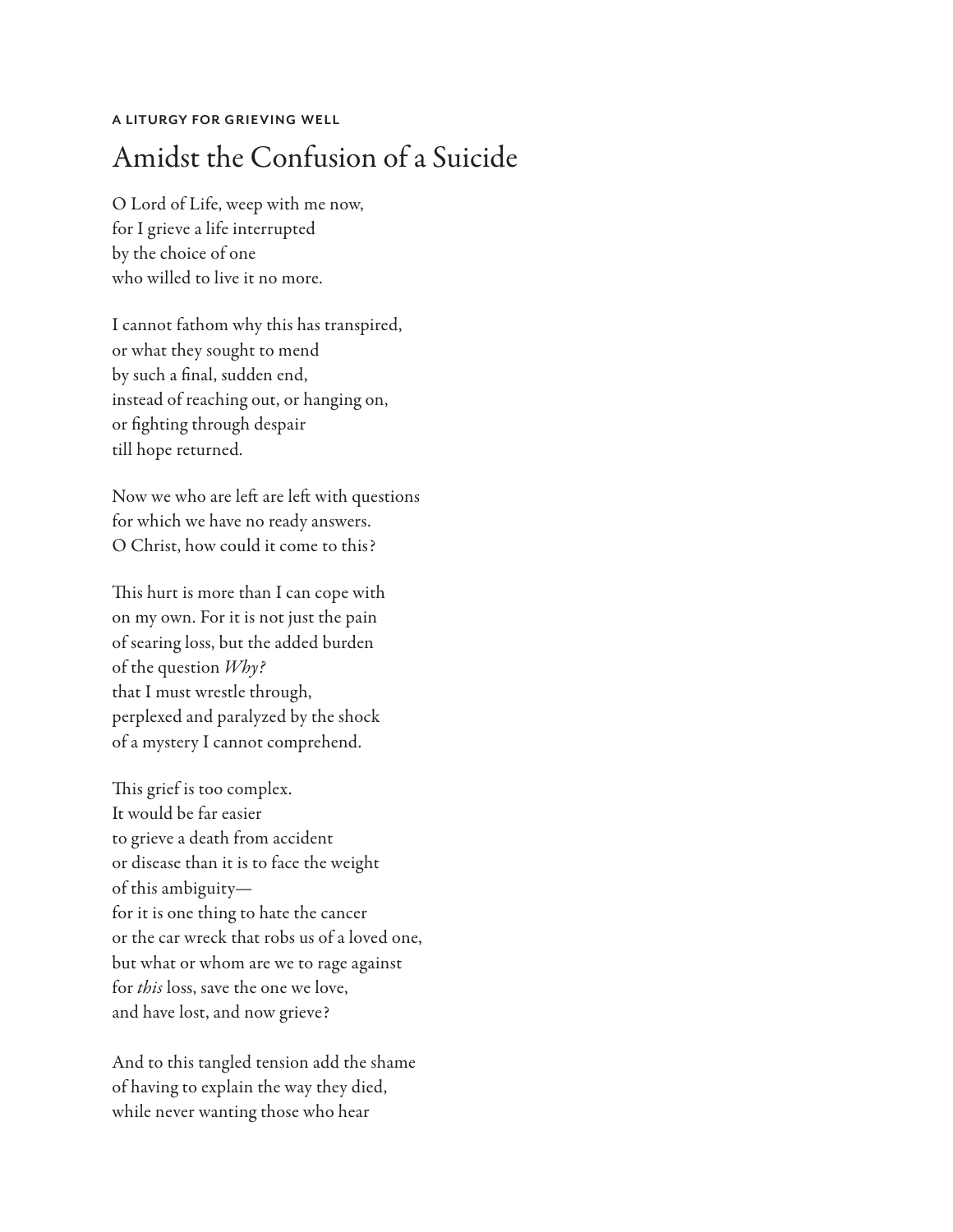**A LITURGY FOR GRIEVING WELL**

# Amidst the Confusion of a Suicide

O Lord of Life, weep with me now,
for I grieve a life interrupted
by the choice of one
who willed to live it no more.

I cannot fathom why this has transpired,
or what they sought to mend
by such a final, sudden end,
instead of reaching out, or hanging on,
or fighting through despair
till hope returned.

Now we who are left are left with questions
for which we have no ready answers.
O Christ, how could it come to this?

This hurt is more than I can cope with
on my own. For it is not just the pain
of searing loss, but the added burden
of the question *Why?*
that I must wrestle through,
perplexed and paralyzed by the shock
of a mystery I cannot comprehend.

This grief is too complex.
It would be far easier
to grieve a death from accident
or disease than it is to face the weight
of this ambiguity—
for it is one thing to hate the cancer
or the car wreck that robs us of a loved one,
but what or whom are we to rage against
for *this* loss, save the one we love,
and have lost, and now grieve?

And to this tangled tension add the shame
of having to explain the way they died,
while never wanting those who hear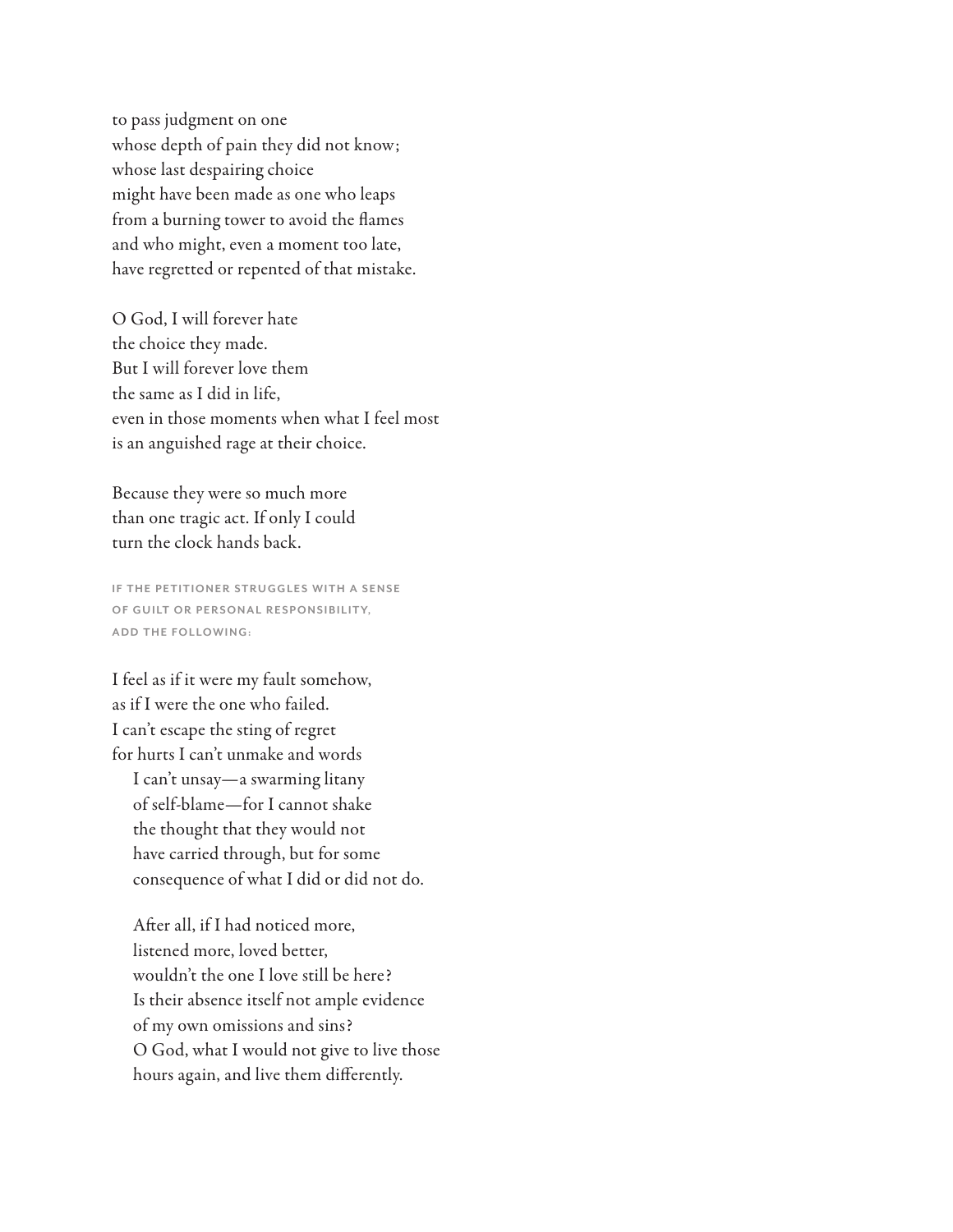to pass judgment on one
whose depth of pain they did not know;
whose last despairing choice
might have been made as one who leaps
from a burning tower to avoid the flames
and who might, even a moment too late,
have regretted or repented of that mistake.

O God, I will forever hate
the choice they made.
But I will forever love them
the same as I did in life,
even in those moments when what I feel most
is an anguished rage at their choice.

Because they were so much more
than one tragic act. If only I could
turn the clock hands back.

IF THE PETITIONER STRUGGLES WITH A SENSE OF GUILT OR PERSONAL RESPONSIBILITY, ADD THE FOLLOWING:

I feel as if it were my fault somehow,
as if I were the one who failed.
I can't escape the sting of regret
for hurts I can't unmake and words
  I can't unsay—a swarming litany
  of self-blame—for I cannot shake
  the thought that they would not
  have carried through, but for some
  consequence of what I did or did not do.

  After all, if I had noticed more,
  listened more, loved better,
  wouldn't the one I love still be here?
  Is their absence itself not ample evidence
  of my own omissions and sins?
  O God, what I would not give to live those
  hours again, and live them differently.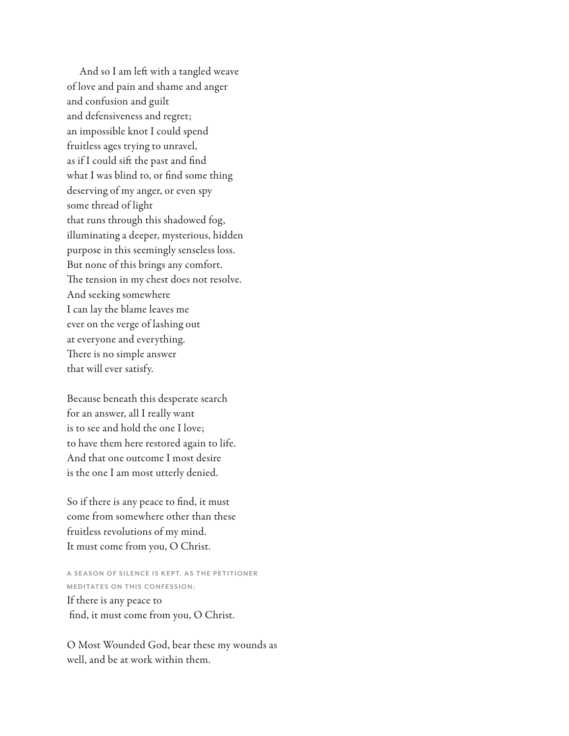And so I am left with a tangled weave  
of love and pain and shame and anger  
and confusion and guilt  
and defensiveness and regret;  
an impossible knot I could spend  
fruitless ages trying to unravel,  
as if I could sift the past and find  
what I was blind to, or find some thing  
deserving of my anger, or even spy  
some thread of light  
that runs through this shadowed fog,  
illuminating a deeper, mysterious, hidden  
purpose in this seemingly senseless loss.  
But none of this brings any comfort.  
The tension in my chest does not resolve.  
And seeking somewhere  
I can lay the blame leaves me  
ever on the verge of lashing out  
at everyone and everything.  
There is no simple answer  
that will ever satisfy.

Because beneath this desperate search  
for an answer, all I really want  
is to see and hold the one I love;  
to have them here restored again to life.  
And that one outcome I most desire  
is the one I am most utterly denied.

So if there is any peace to find, it must  
come from somewhere other than these  
fruitless revolutions of my mind.  
It must come from you, O Christ.

A SEASON OF SILENCE IS KEPT, AS THE PETITIONER MEDITATES ON THIS CONFESSION:

If there is any peace to  
find, it must come from you, O Christ.

O Most Wounded God, bear these my wounds as well, and be at work within them.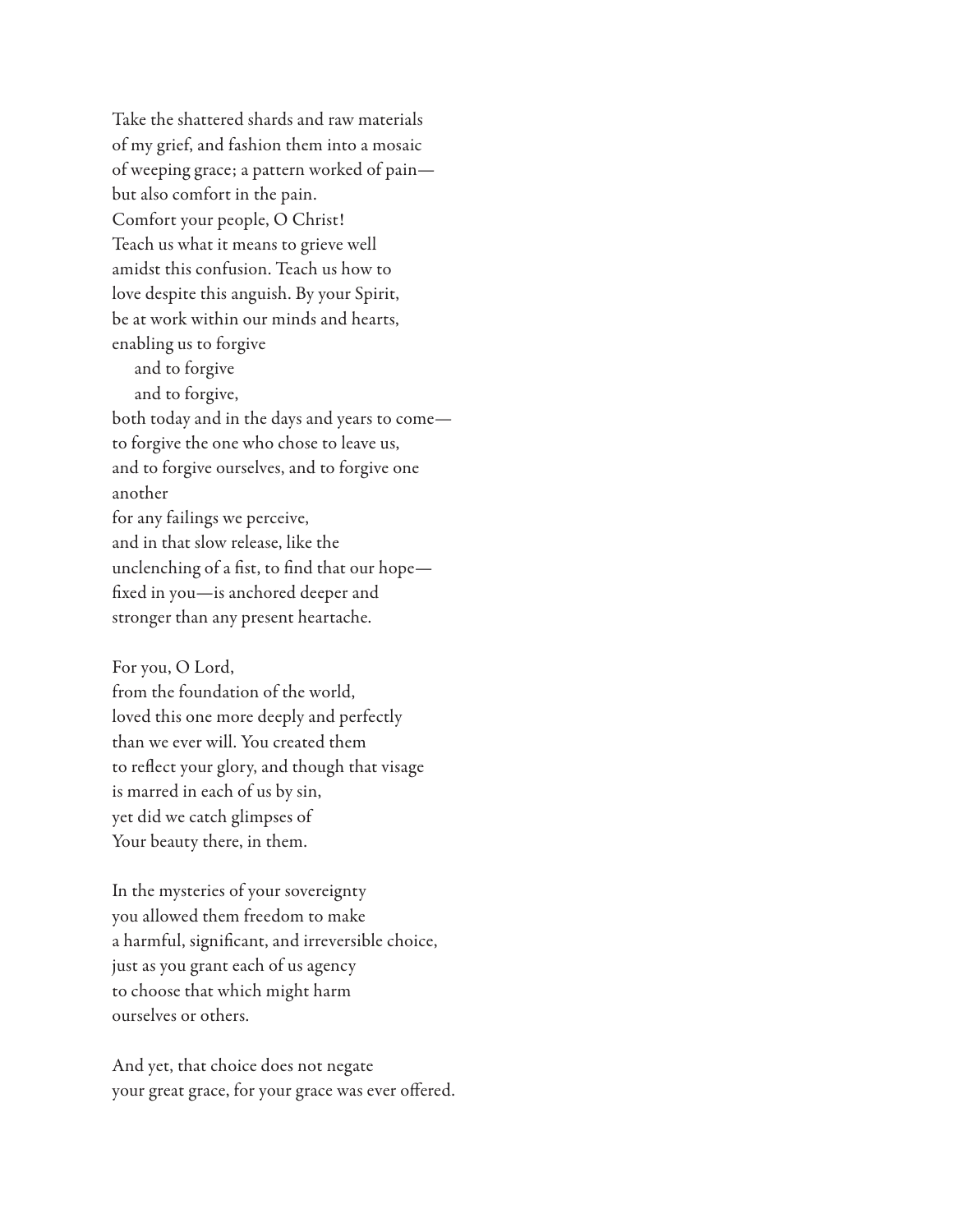Take the shattered shards and raw materials  
of my grief, and fashion them into a mosaic  
of weeping grace; a pattern worked of pain—  
but also comfort in the pain.  
Comfort your people, O Christ!  
Teach us what it means to grieve well  
amidst this confusion. Teach us how to  
love despite this anguish. By your Spirit,  
be at work within our minds and hearts,  
enabling us to forgive  
&nbsp;&nbsp;&nbsp;&nbsp;and to forgive  
&nbsp;&nbsp;&nbsp;&nbsp;and to forgive,  
both today and in the days and years to come—  
to forgive the one who chose to leave us,  
and to forgive ourselves, and to forgive one  
another  
for any failings we perceive,  
and in that slow release, like the  
unclenching of a fist, to find that our hope—  
fixed in you—is anchored deeper and  
stronger than any present heartache.

For you, O Lord,  
from the foundation of the world,  
loved this one more deeply and perfectly  
than we ever will. You created them  
to reflect your glory, and though that visage  
is marred in each of us by sin,  
yet did we catch glimpses of  
Your beauty there, in them.

In the mysteries of your sovereignty  
you allowed them freedom to make  
a harmful, significant, and irreversible choice,  
just as you grant each of us agency  
to choose that which might harm  
ourselves or others.

And yet, that choice does not negate  
your great grace, for your grace was ever offered.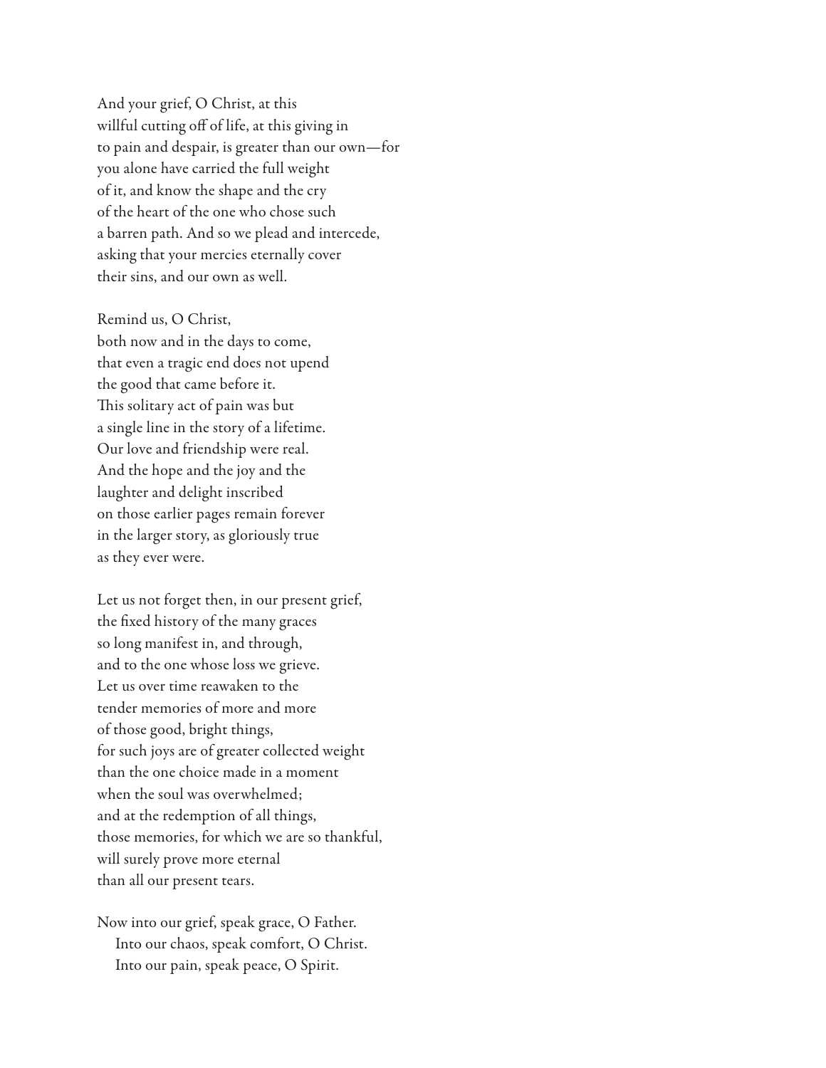And your grief, O Christ, at this
willful cutting off of life, at this giving in
to pain and despair, is greater than our own—for
you alone have carried the full weight
of it, and know the shape and the cry
of the heart of the one who chose such
a barren path. And so we plead and intercede,
asking that your mercies eternally cover
their sins, and our own as well.

Remind us, O Christ,
both now and in the days to come,
that even a tragic end does not upend
the good that came before it.
This solitary act of pain was but
a single line in the story of a lifetime.
Our love and friendship were real.
And the hope and the joy and the
laughter and delight inscribed
on those earlier pages remain forever
in the larger story, as gloriously true
as they ever were.

Let us not forget then, in our present grief,
the fixed history of the many graces
so long manifest in, and through,
and to the one whose loss we grieve.
Let us over time reawaken to the
tender memories of more and more
of those good, bright things,
for such joys are of greater collected weight
than the one choice made in a moment
when the soul was overwhelmed;
and at the redemption of all things,
those memories, for which we are so thankful,
will surely prove more eternal
than all our present tears.

Now into our grief, speak grace, O Father.
  Into our chaos, speak comfort, O Christ.
  Into our pain, speak peace, O Spirit.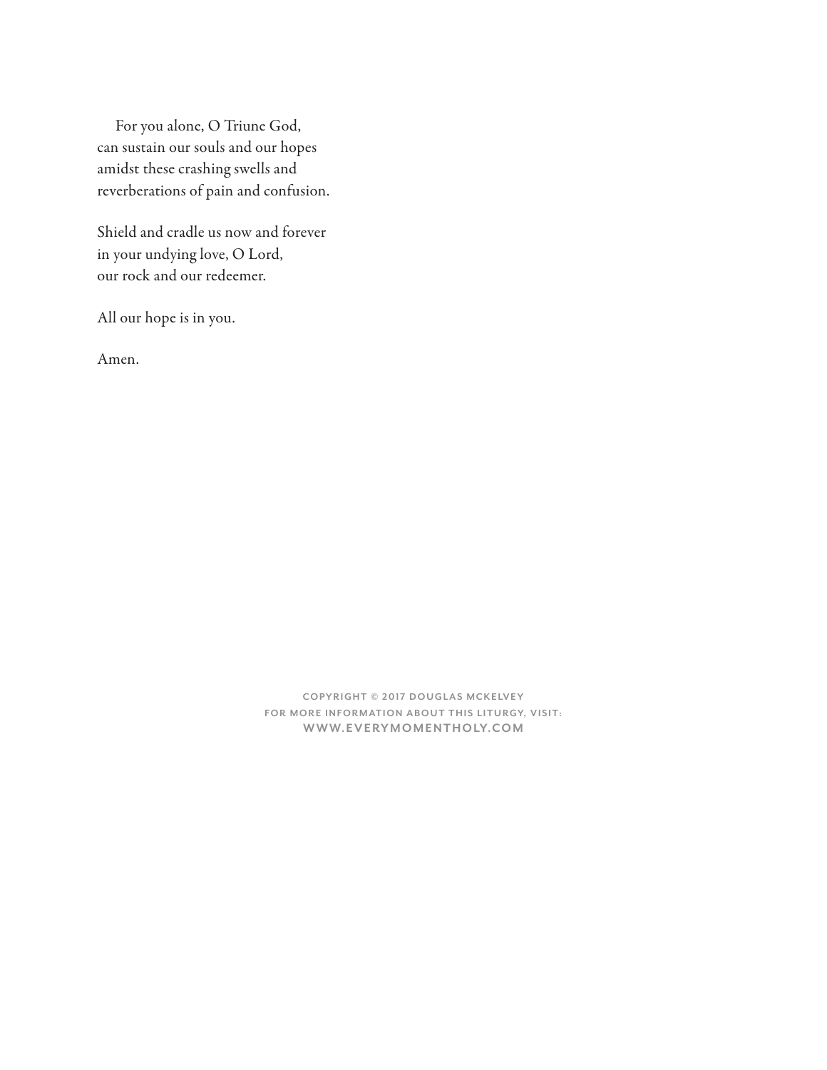For you alone, O Triune God,
can sustain our souls and our hopes
amidst these crashing swells and
reverberations of pain and confusion.

Shield and cradle us now and forever
in your undying love, O Lord,
our rock and our redeemer.

All our hope is in you.

Amen.

COPYRIGHT © 2017 DOUGLAS MCKELVEY
FOR MORE INFORMATION ABOUT THIS LITURGY, VISIT:
WWW.EVERYMOMENTHOLY.COM